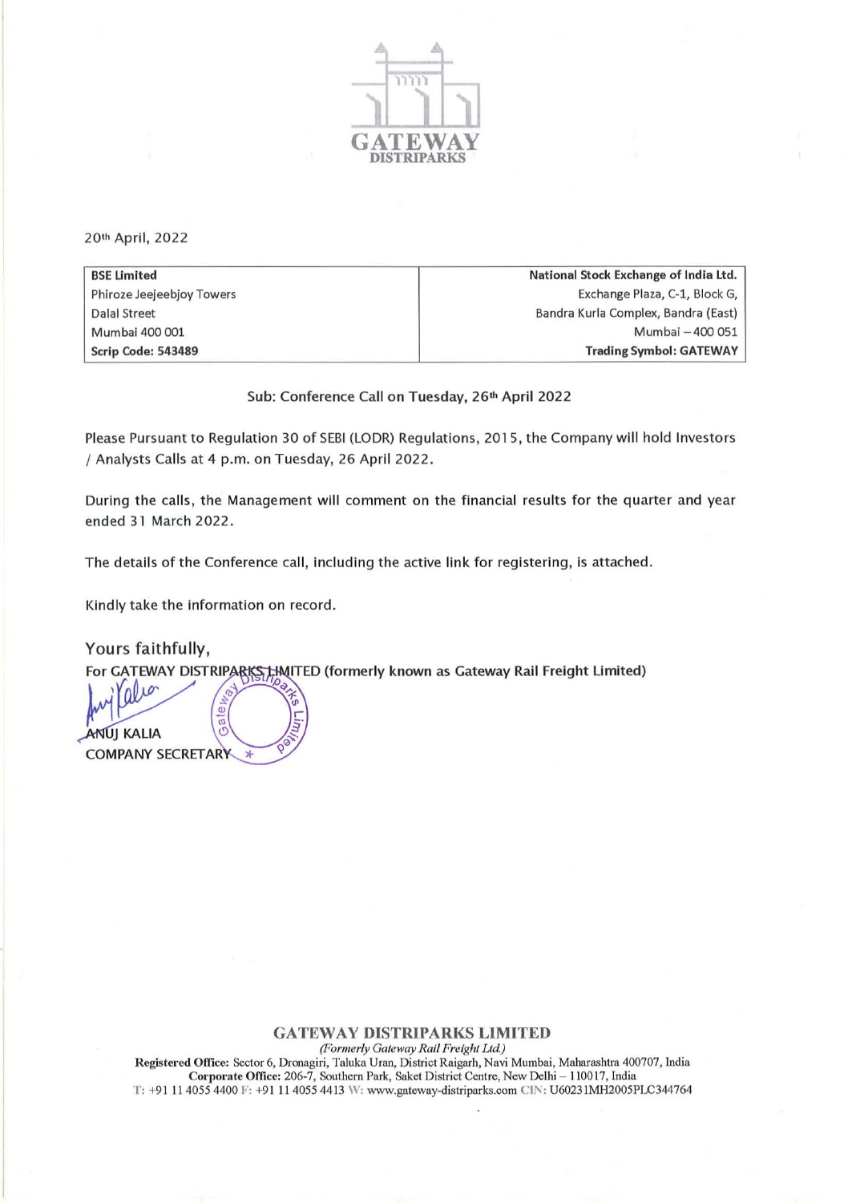20th April, 2022

| BSE Limited | National Stock Exchange of India Ltd. |
|---|---|
| Phiroze Jeejeebjoy Towers | Exchange Plaza, C-1, Block G, |
| Dalal Street | Bandra Kurla Complex, Bandra (East) |
| Mumbai 400 001 | Mumbai – 400 051 |
| **Scrip Code: 543489** | **Trading Symbol: GATEWAY** |

Sub: Conference Call on Tuesday, 26th April 2022

Please Pursuant to Regulation 30 of SEBI (LODR) Regulations, 2015, the Company will hold Investors / Analysts Calls at 4 p.m. on Tuesday, 26 April 2022.

During the calls, the Management will comment on the financial results for the quarter and year ended 31 March 2022.

The details of the Conference call, including the active link for registering, is attached.

Kindly take the information on record.

Yours faithfully,

**For GATEWAY DISTRIPARKS LIMITED (formerly known as Gateway Rail Freight Limited)**

**ANUJ KALIA**
**COMPANY SECRETARY**

**GATEWAY DISTRIPARKS LIMITED**
*(Formerly Gateway Rail Freight Ltd.)*
**Registered Office:** Sector 6, Dronagiri, Taluka Uran, District Raigarh, Navi Mumbai, Maharashtra 400707, India
**Corporate Office:** 206-7, Southern Park, Saket District Centre, New Delhi – 110017, India
T: +91 11 4055 4400 F: +91 11 4055 4413 W: www.gateway-distriparks.com CIN: U60231MH2005PLC344764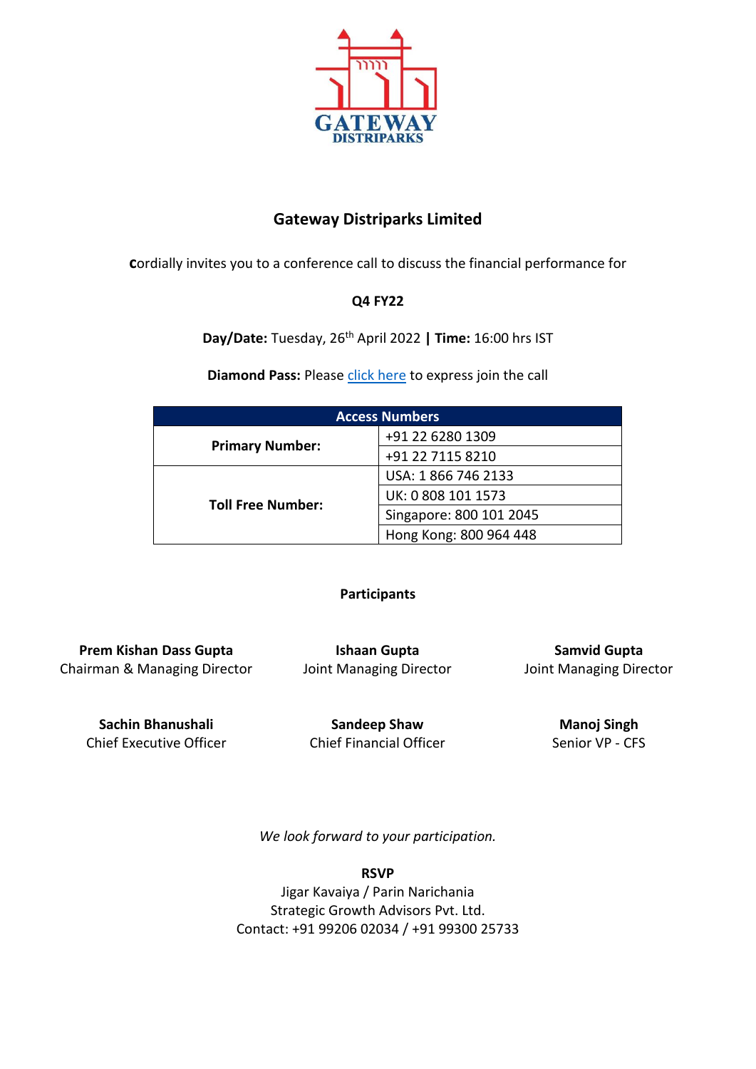GATEWAY
DISTRIPARKS

## Gateway Distriparks Limited

cordially invites you to a conference call to discuss the financial performance for

**Q4 FY22**

**Day/Date:** Tuesday, 26th April 2022 **|** **Time:** 16:00 hrs IST

**Diamond Pass:** Please click here to express join the call

| Access Numbers | |
|---|---|
| **Primary Number:** | +91 22 6280 1309 |
| | +91 22 7115 8210 |
| **Toll Free Number:** | USA: 1 866 746 2133 |
| | UK: 0 808 101 1573 |
| | Singapore: 800 101 2045 |
| | Hong Kong: 800 964 448 |

**Participants**

**Prem Kishan Dass Gupta**
Chairman & Managing Director

**Ishaan Gupta**
Joint Managing Director

**Samvid Gupta**
Joint Managing Director

**Sachin Bhanushali**
Chief Executive Officer

**Sandeep Shaw**
Chief Financial Officer

**Manoj Singh**
Senior VP - CFS

*We look forward to your participation.*

**RSVP**
Jigar Kavaiya / Parin Narichania
Strategic Growth Advisors Pvt. Ltd.
Contact: +91 99206 02034 / +91 99300 25733